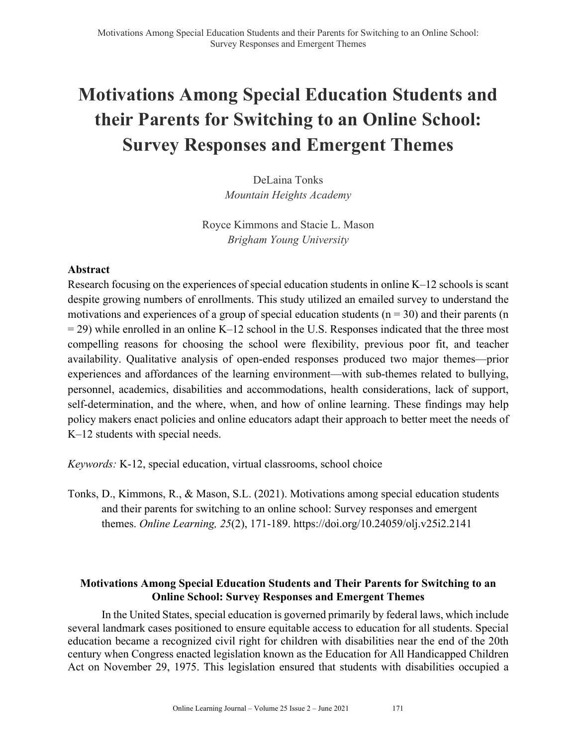# Motivations Among Special Education Students and their Parents for Switching to an Online School: Survey Responses and Emergent Themes

DeLaina Tonks
*Mountain Heights Academy*

Royce Kimmons and Stacie L. Mason
*Brigham Young University*

## Abstract

Research focusing on the experiences of special education students in online K–12 schools is scant despite growing numbers of enrollments. This study utilized an emailed survey to understand the motivations and experiences of a group of special education students (n = 30) and their parents (n = 29) while enrolled in an online K–12 school in the U.S. Responses indicated that the three most compelling reasons for choosing the school were flexibility, previous poor fit, and teacher availability. Qualitative analysis of open-ended responses produced two major themes—prior experiences and affordances of the learning environment—with sub-themes related to bullying, personnel, academics, disabilities and accommodations, health considerations, lack of support, self-determination, and the where, when, and how of online learning. These findings may help policy makers enact policies and online educators adapt their approach to better meet the needs of K–12 students with special needs.

*Keywords:* K-12, special education, virtual classrooms, school choice

Tonks, D., Kimmons, R., & Mason, S.L. (2021). Motivations among special education students and their parents for switching to an online school: Survey responses and emergent themes. *Online Learning, 25*(2), 171-189. https://doi.org/10.24059/olj.v25i2.2141

## Motivations Among Special Education Students and Their Parents for Switching to an Online School: Survey Responses and Emergent Themes

In the United States, special education is governed primarily by federal laws, which include several landmark cases positioned to ensure equitable access to education for all students. Special education became a recognized civil right for children with disabilities near the end of the 20th century when Congress enacted legislation known as the Education for All Handicapped Children Act on November 29, 1975. This legislation ensured that students with disabilities occupied a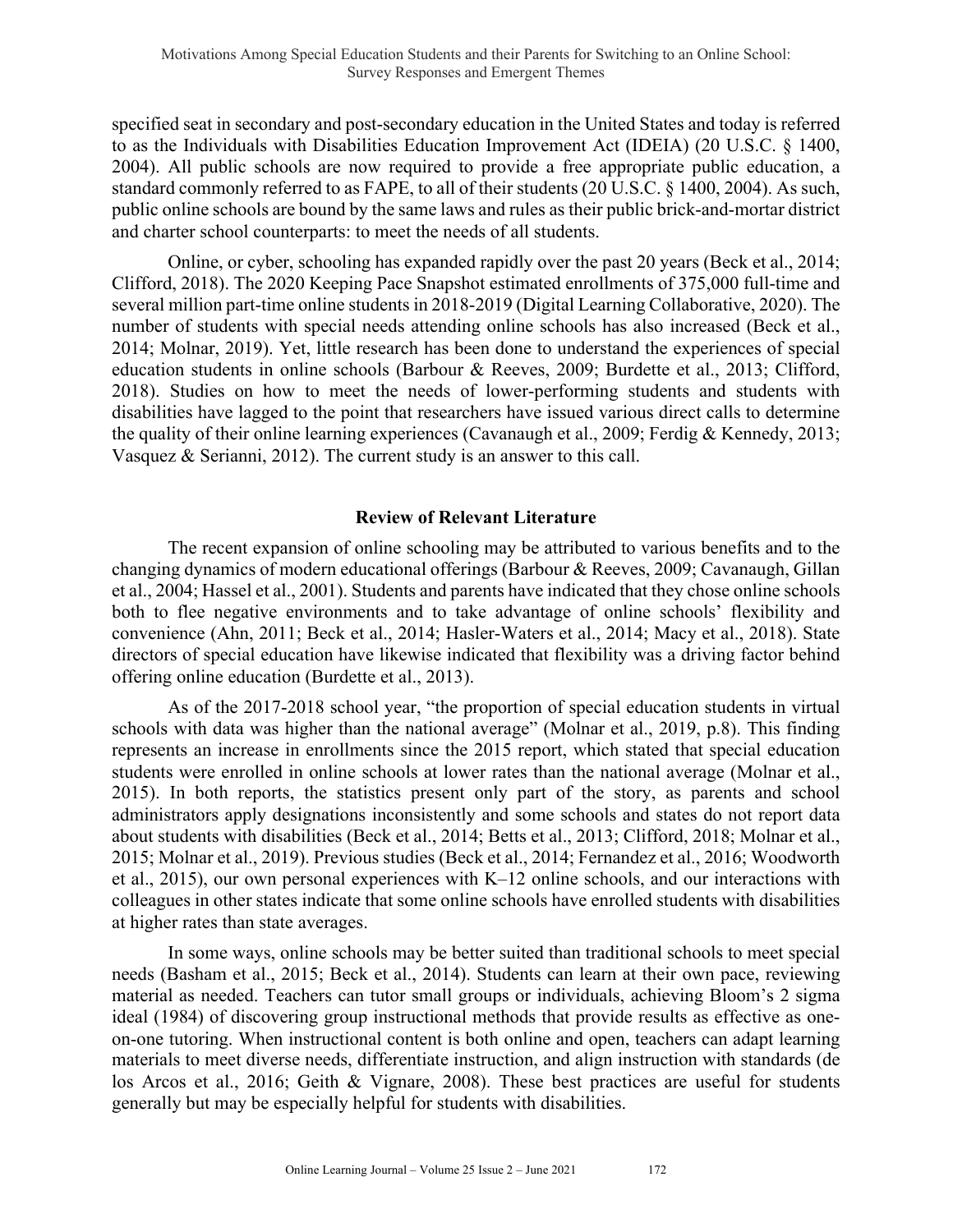specified seat in secondary and post-secondary education in the United States and today is referred to as the Individuals with Disabilities Education Improvement Act (IDEIA) (20 U.S.C. § 1400, 2004). All public schools are now required to provide a free appropriate public education, a standard commonly referred to as FAPE, to all of their students (20 U.S.C. § 1400, 2004). As such, public online schools are bound by the same laws and rules as their public brick-and-mortar district and charter school counterparts: to meet the needs of all students.

Online, or cyber, schooling has expanded rapidly over the past 20 years (Beck et al., 2014; Clifford, 2018). The 2020 Keeping Pace Snapshot estimated enrollments of 375,000 full-time and several million part-time online students in 2018-2019 (Digital Learning Collaborative, 2020). The number of students with special needs attending online schools has also increased (Beck et al., 2014; Molnar, 2019). Yet, little research has been done to understand the experiences of special education students in online schools (Barbour & Reeves, 2009; Burdette et al., 2013; Clifford, 2018). Studies on how to meet the needs of lower-performing students and students with disabilities have lagged to the point that researchers have issued various direct calls to determine the quality of their online learning experiences (Cavanaugh et al., 2009; Ferdig & Kennedy, 2013; Vasquez & Serianni, 2012). The current study is an answer to this call.

## Review of Relevant Literature

The recent expansion of online schooling may be attributed to various benefits and to the changing dynamics of modern educational offerings (Barbour & Reeves, 2009; Cavanaugh, Gillan et al., 2004; Hassel et al., 2001). Students and parents have indicated that they chose online schools both to flee negative environments and to take advantage of online schools' flexibility and convenience (Ahn, 2011; Beck et al., 2014; Hasler-Waters et al., 2014; Macy et al., 2018). State directors of special education have likewise indicated that flexibility was a driving factor behind offering online education (Burdette et al., 2013).

As of the 2017-2018 school year, "the proportion of special education students in virtual schools with data was higher than the national average" (Molnar et al., 2019, p.8). This finding represents an increase in enrollments since the 2015 report, which stated that special education students were enrolled in online schools at lower rates than the national average (Molnar et al., 2015). In both reports, the statistics present only part of the story, as parents and school administrators apply designations inconsistently and some schools and states do not report data about students with disabilities (Beck et al., 2014; Betts et al., 2013; Clifford, 2018; Molnar et al., 2015; Molnar et al., 2019). Previous studies (Beck et al., 2014; Fernandez et al., 2016; Woodworth et al., 2015), our own personal experiences with K–12 online schools, and our interactions with colleagues in other states indicate that some online schools have enrolled students with disabilities at higher rates than state averages.

In some ways, online schools may be better suited than traditional schools to meet special needs (Basham et al., 2015; Beck et al., 2014). Students can learn at their own pace, reviewing material as needed. Teachers can tutor small groups or individuals, achieving Bloom's 2 sigma ideal (1984) of discovering group instructional methods that provide results as effective as one-on-one tutoring. When instructional content is both online and open, teachers can adapt learning materials to meet diverse needs, differentiate instruction, and align instruction with standards (de los Arcos et al., 2016; Geith & Vignare, 2008). These best practices are useful for students generally but may be especially helpful for students with disabilities.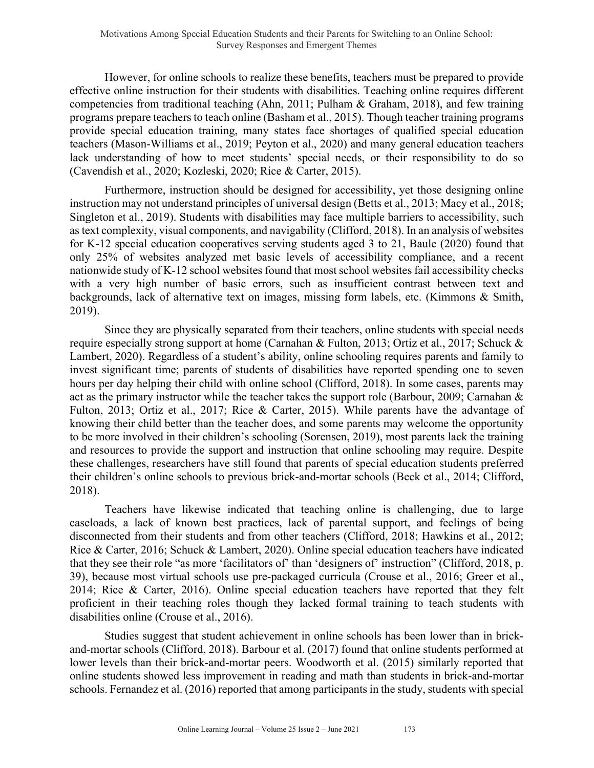However, for online schools to realize these benefits, teachers must be prepared to provide effective online instruction for their students with disabilities. Teaching online requires different competencies from traditional teaching (Ahn, 2011; Pulham & Graham, 2018), and few training programs prepare teachers to teach online (Basham et al., 2015). Though teacher training programs provide special education training, many states face shortages of qualified special education teachers (Mason-Williams et al., 2019; Peyton et al., 2020) and many general education teachers lack understanding of how to meet students' special needs, or their responsibility to do so (Cavendish et al., 2020; Kozleski, 2020; Rice & Carter, 2015).

Furthermore, instruction should be designed for accessibility, yet those designing online instruction may not understand principles of universal design (Betts et al., 2013; Macy et al., 2018; Singleton et al., 2019). Students with disabilities may face multiple barriers to accessibility, such as text complexity, visual components, and navigability (Clifford, 2018). In an analysis of websites for K-12 special education cooperatives serving students aged 3 to 21, Baule (2020) found that only 25% of websites analyzed met basic levels of accessibility compliance, and a recent nationwide study of K-12 school websites found that most school websites fail accessibility checks with a very high number of basic errors, such as insufficient contrast between text and backgrounds, lack of alternative text on images, missing form labels, etc. (Kimmons & Smith, 2019).

Since they are physically separated from their teachers, online students with special needs require especially strong support at home (Carnahan & Fulton, 2013; Ortiz et al., 2017; Schuck & Lambert, 2020). Regardless of a student's ability, online schooling requires parents and family to invest significant time; parents of students of disabilities have reported spending one to seven hours per day helping their child with online school (Clifford, 2018). In some cases, parents may act as the primary instructor while the teacher takes the support role (Barbour, 2009; Carnahan & Fulton, 2013; Ortiz et al., 2017; Rice & Carter, 2015). While parents have the advantage of knowing their child better than the teacher does, and some parents may welcome the opportunity to be more involved in their children's schooling (Sorensen, 2019), most parents lack the training and resources to provide the support and instruction that online schooling may require. Despite these challenges, researchers have still found that parents of special education students preferred their children's online schools to previous brick-and-mortar schools (Beck et al., 2014; Clifford, 2018).

Teachers have likewise indicated that teaching online is challenging, due to large caseloads, a lack of known best practices, lack of parental support, and feelings of being disconnected from their students and from other teachers (Clifford, 2018; Hawkins et al., 2012; Rice & Carter, 2016; Schuck & Lambert, 2020). Online special education teachers have indicated that they see their role "as more 'facilitators of' than 'designers of' instruction" (Clifford, 2018, p. 39), because most virtual schools use pre-packaged curricula (Crouse et al., 2016; Greer et al., 2014; Rice & Carter, 2016). Online special education teachers have reported that they felt proficient in their teaching roles though they lacked formal training to teach students with disabilities online (Crouse et al., 2016).

Studies suggest that student achievement in online schools has been lower than in brick-and-mortar schools (Clifford, 2018). Barbour et al. (2017) found that online students performed at lower levels than their brick-and-mortar peers. Woodworth et al. (2015) similarly reported that online students showed less improvement in reading and math than students in brick-and-mortar schools. Fernandez et al. (2016) reported that among participants in the study, students with special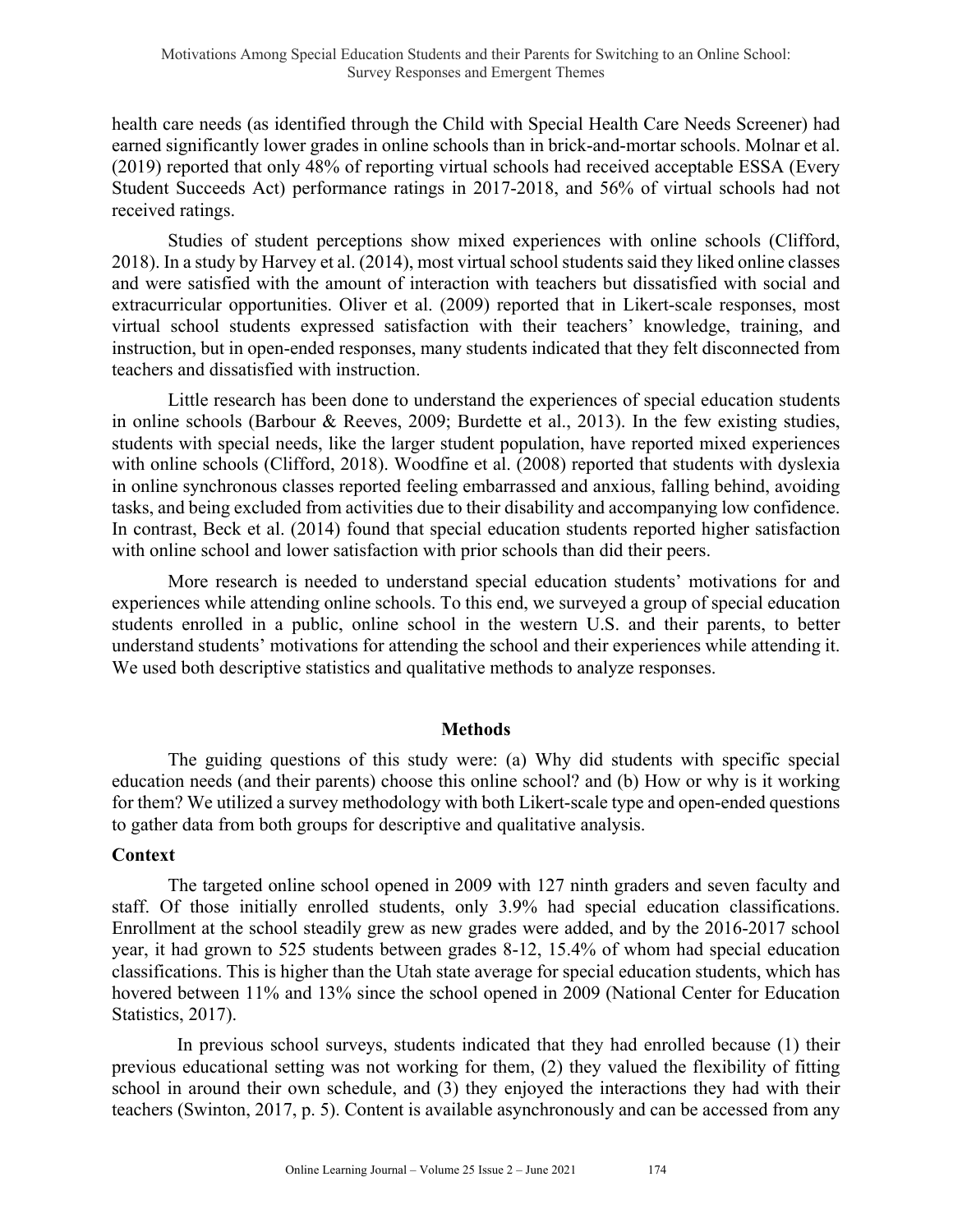health care needs (as identified through the Child with Special Health Care Needs Screener) had earned significantly lower grades in online schools than in brick-and-mortar schools. Molnar et al. (2019) reported that only 48% of reporting virtual schools had received acceptable ESSA (Every Student Succeeds Act) performance ratings in 2017-2018, and 56% of virtual schools had not received ratings.

Studies of student perceptions show mixed experiences with online schools (Clifford, 2018). In a study by Harvey et al. (2014), most virtual school students said they liked online classes and were satisfied with the amount of interaction with teachers but dissatisfied with social and extracurricular opportunities. Oliver et al. (2009) reported that in Likert-scale responses, most virtual school students expressed satisfaction with their teachers' knowledge, training, and instruction, but in open-ended responses, many students indicated that they felt disconnected from teachers and dissatisfied with instruction.

Little research has been done to understand the experiences of special education students in online schools (Barbour & Reeves, 2009; Burdette et al., 2013). In the few existing studies, students with special needs, like the larger student population, have reported mixed experiences with online schools (Clifford, 2018). Woodfine et al. (2008) reported that students with dyslexia in online synchronous classes reported feeling embarrassed and anxious, falling behind, avoiding tasks, and being excluded from activities due to their disability and accompanying low confidence. In contrast, Beck et al. (2014) found that special education students reported higher satisfaction with online school and lower satisfaction with prior schools than did their peers.

More research is needed to understand special education students' motivations for and experiences while attending online schools. To this end, we surveyed a group of special education students enrolled in a public, online school in the western U.S. and their parents, to better understand students' motivations for attending the school and their experiences while attending it. We used both descriptive statistics and qualitative methods to analyze responses.

## Methods

The guiding questions of this study were: (a) Why did students with specific special education needs (and their parents) choose this online school? and (b) How or why is it working for them? We utilized a survey methodology with both Likert-scale type and open-ended questions to gather data from both groups for descriptive and qualitative analysis.

### Context

The targeted online school opened in 2009 with 127 ninth graders and seven faculty and staff. Of those initially enrolled students, only 3.9% had special education classifications. Enrollment at the school steadily grew as new grades were added, and by the 2016-2017 school year, it had grown to 525 students between grades 8-12, 15.4% of whom had special education classifications. This is higher than the Utah state average for special education students, which has hovered between 11% and 13% since the school opened in 2009 (National Center for Education Statistics, 2017).

In previous school surveys, students indicated that they had enrolled because (1) their previous educational setting was not working for them, (2) they valued the flexibility of fitting school in around their own schedule, and (3) they enjoyed the interactions they had with their teachers (Swinton, 2017, p. 5). Content is available asynchronously and can be accessed from any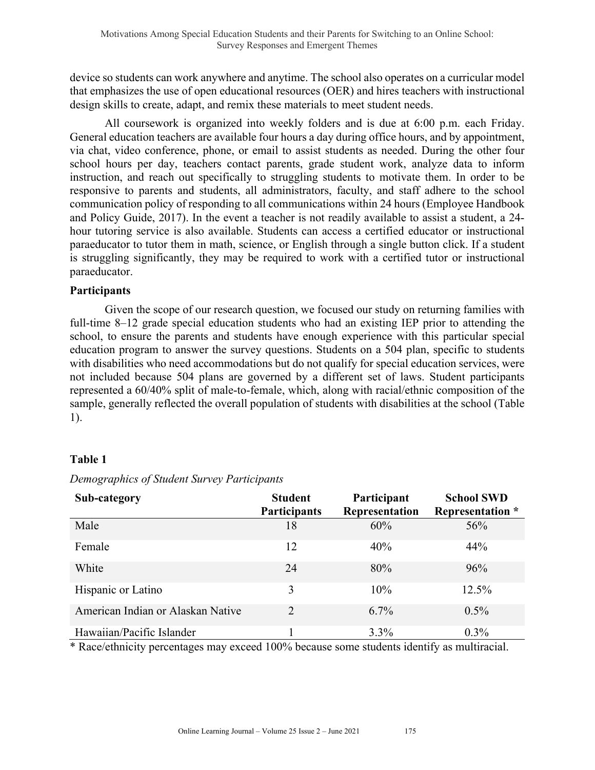device so students can work anywhere and anytime. The school also operates on a curricular model that emphasizes the use of open educational resources (OER) and hires teachers with instructional design skills to create, adapt, and remix these materials to meet student needs.

All coursework is organized into weekly folders and is due at 6:00 p.m. each Friday. General education teachers are available four hours a day during office hours, and by appointment, via chat, video conference, phone, or email to assist students as needed. During the other four school hours per day, teachers contact parents, grade student work, analyze data to inform instruction, and reach out specifically to struggling students to motivate them. In order to be responsive to parents and students, all administrators, faculty, and staff adhere to the school communication policy of responding to all communications within 24 hours (Employee Handbook and Policy Guide, 2017). In the event a teacher is not readily available to assist a student, a 24-hour tutoring service is also available. Students can access a certified educator or instructional paraeducator to tutor them in math, science, or English through a single button click. If a student is struggling significantly, they may be required to work with a certified tutor or instructional paraeducator.

### Participants

Given the scope of our research question, we focused our study on returning families with full-time 8–12 grade special education students who had an existing IEP prior to attending the school, to ensure the parents and students have enough experience with this particular special education program to answer the survey questions. Students on a 504 plan, specific to students with disabilities who need accommodations but do not qualify for special education services, were not included because 504 plans are governed by a different set of laws. Student participants represented a 60/40% split of male-to-female, which, along with racial/ethnic composition of the sample, generally reflected the overall population of students with disabilities at the school (Table 1).

**Table 1**

*Demographics of Student Survey Participants*

| Sub-category | Student Participants | Participant Representation | School SWD Representation * |
|---|---|---|---|
| Male | 18 | 60% | 56% |
| Female | 12 | 40% | 44% |
| White | 24 | 80% | 96% |
| Hispanic or Latino | 3 | 10% | 12.5% |
| American Indian or Alaskan Native | 2 | 6.7% | 0.5% |
| Hawaiian/Pacific Islander | 1 | 3.3% | 0.3% |

* Race/ethnicity percentages may exceed 100% because some students identify as multiracial.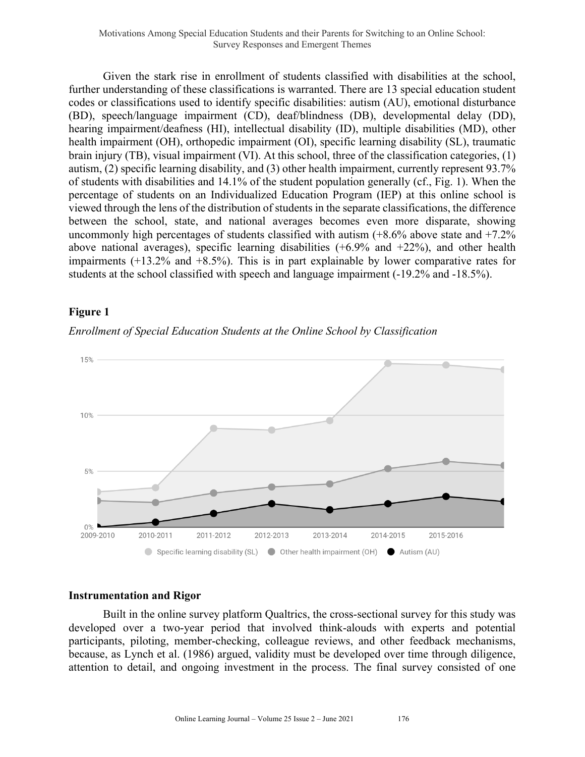Given the stark rise in enrollment of students classified with disabilities at the school, further understanding of these classifications is warranted. There are 13 special education student codes or classifications used to identify specific disabilities: autism (AU), emotional disturbance (BD), speech/language impairment (CD), deaf/blindness (DB), developmental delay (DD), hearing impairment/deafness (HI), intellectual disability (ID), multiple disabilities (MD), other health impairment (OH), orthopedic impairment (OI), specific learning disability (SL), traumatic brain injury (TB), visual impairment (VI). At this school, three of the classification categories, (1) autism, (2) specific learning disability, and (3) other health impairment, currently represent 93.7% of students with disabilities and 14.1% of the student population generally (cf., Fig. 1). When the percentage of students on an Individualized Education Program (IEP) at this online school is viewed through the lens of the distribution of students in the separate classifications, the difference between the school, state, and national averages becomes even more disparate, showing uncommonly high percentages of students classified with autism (+8.6% above state and +7.2% above national averages), specific learning disabilities (+6.9% and +22%), and other health impairments (+13.2% and +8.5%). This is in part explainable by lower comparative rates for students at the school classified with speech and language impairment (-19.2% and -18.5%).

**Figure 1**

*Enrollment of Special Education Students at the Online School by Classification*

## Instrumentation and Rigor

Built in the online survey platform Qualtrics, the cross-sectional survey for this study was developed over a two-year period that involved think-alouds with experts and potential participants, piloting, member-checking, colleague reviews, and other feedback mechanisms, because, as Lynch et al. (1986) argued, validity must be developed over time through diligence, attention to detail, and ongoing investment in the process. The final survey consisted of one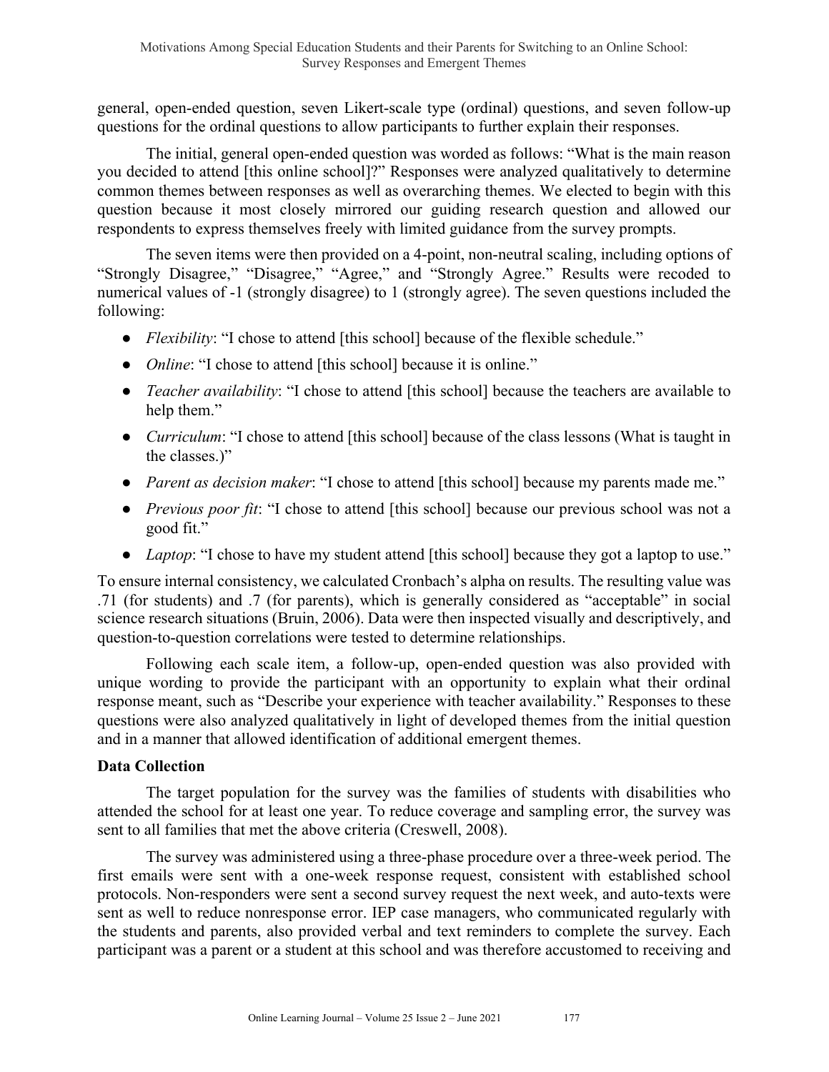general, open-ended question, seven Likert-scale type (ordinal) questions, and seven follow-up questions for the ordinal questions to allow participants to further explain their responses.

The initial, general open-ended question was worded as follows: "What is the main reason you decided to attend [this online school]?" Responses were analyzed qualitatively to determine common themes between responses as well as overarching themes. We elected to begin with this question because it most closely mirrored our guiding research question and allowed our respondents to express themselves freely with limited guidance from the survey prompts.

The seven items were then provided on a 4-point, non-neutral scaling, including options of "Strongly Disagree," "Disagree," "Agree," and "Strongly Agree." Results were recoded to numerical values of -1 (strongly disagree) to 1 (strongly agree). The seven questions included the following:

- *Flexibility*: "I chose to attend [this school] because of the flexible schedule."
- *Online*: "I chose to attend [this school] because it is online."
- *Teacher availability*: "I chose to attend [this school] because the teachers are available to help them."
- *Curriculum*: "I chose to attend [this school] because of the class lessons (What is taught in the classes.)"
- *Parent as decision maker*: "I chose to attend [this school] because my parents made me."
- *Previous poor fit*: "I chose to attend [this school] because our previous school was not a good fit."
- *Laptop*: "I chose to have my student attend [this school] because they got a laptop to use."

To ensure internal consistency, we calculated Cronbach's alpha on results. The resulting value was .71 (for students) and .7 (for parents), which is generally considered as "acceptable" in social science research situations (Bruin, 2006). Data were then inspected visually and descriptively, and question-to-question correlations were tested to determine relationships.

Following each scale item, a follow-up, open-ended question was also provided with unique wording to provide the participant with an opportunity to explain what their ordinal response meant, such as "Describe your experience with teacher availability." Responses to these questions were also analyzed qualitatively in light of developed themes from the initial question and in a manner that allowed identification of additional emergent themes.

**Data Collection**

The target population for the survey was the families of students with disabilities who attended the school for at least one year. To reduce coverage and sampling error, the survey was sent to all families that met the above criteria (Creswell, 2008).

The survey was administered using a three-phase procedure over a three-week period. The first emails were sent with a one-week response request, consistent with established school protocols. Non-responders were sent a second survey request the next week, and auto-texts were sent as well to reduce nonresponse error. IEP case managers, who communicated regularly with the students and parents, also provided verbal and text reminders to complete the survey. Each participant was a parent or a student at this school and was therefore accustomed to receiving and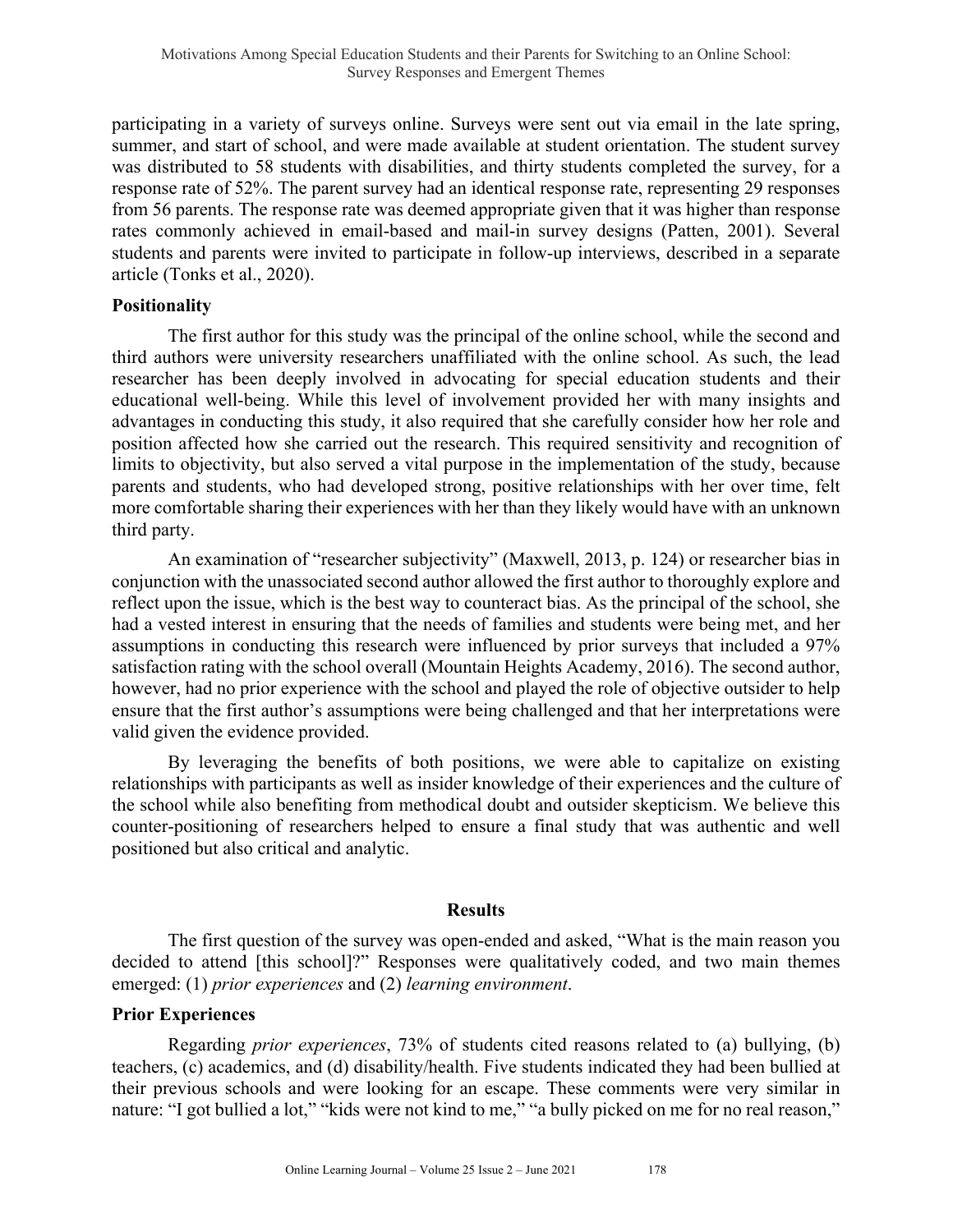participating in a variety of surveys online. Surveys were sent out via email in the late spring, summer, and start of school, and were made available at student orientation. The student survey was distributed to 58 students with disabilities, and thirty students completed the survey, for a response rate of 52%. The parent survey had an identical response rate, representing 29 responses from 56 parents. The response rate was deemed appropriate given that it was higher than response rates commonly achieved in email-based and mail-in survey designs (Patten, 2001). Several students and parents were invited to participate in follow-up interviews, described in a separate article (Tonks et al., 2020).

### Positionality

The first author for this study was the principal of the online school, while the second and third authors were university researchers unaffiliated with the online school. As such, the lead researcher has been deeply involved in advocating for special education students and their educational well-being. While this level of involvement provided her with many insights and advantages in conducting this study, it also required that she carefully consider how her role and position affected how she carried out the research. This required sensitivity and recognition of limits to objectivity, but also served a vital purpose in the implementation of the study, because parents and students, who had developed strong, positive relationships with her over time, felt more comfortable sharing their experiences with her than they likely would have with an unknown third party.

An examination of "researcher subjectivity" (Maxwell, 2013, p. 124) or researcher bias in conjunction with the unassociated second author allowed the first author to thoroughly explore and reflect upon the issue, which is the best way to counteract bias. As the principal of the school, she had a vested interest in ensuring that the needs of families and students were being met, and her assumptions in conducting this research were influenced by prior surveys that included a 97% satisfaction rating with the school overall (Mountain Heights Academy, 2016). The second author, however, had no prior experience with the school and played the role of objective outsider to help ensure that the first author's assumptions were being challenged and that her interpretations were valid given the evidence provided.

By leveraging the benefits of both positions, we were able to capitalize on existing relationships with participants as well as insider knowledge of their experiences and the culture of the school while also benefiting from methodical doubt and outsider skepticism. We believe this counter-positioning of researchers helped to ensure a final study that was authentic and well positioned but also critical and analytic.

## Results

The first question of the survey was open-ended and asked, "What is the main reason you decided to attend [this school]?" Responses were qualitatively coded, and two main themes emerged: (1) *prior experiences* and (2) *learning environment*.

### Prior Experiences

Regarding *prior experiences*, 73% of students cited reasons related to (a) bullying, (b) teachers, (c) academics, and (d) disability/health. Five students indicated they had been bullied at their previous schools and were looking for an escape. These comments were very similar in nature: "I got bullied a lot," "kids were not kind to me," "a bully picked on me for no real reason,"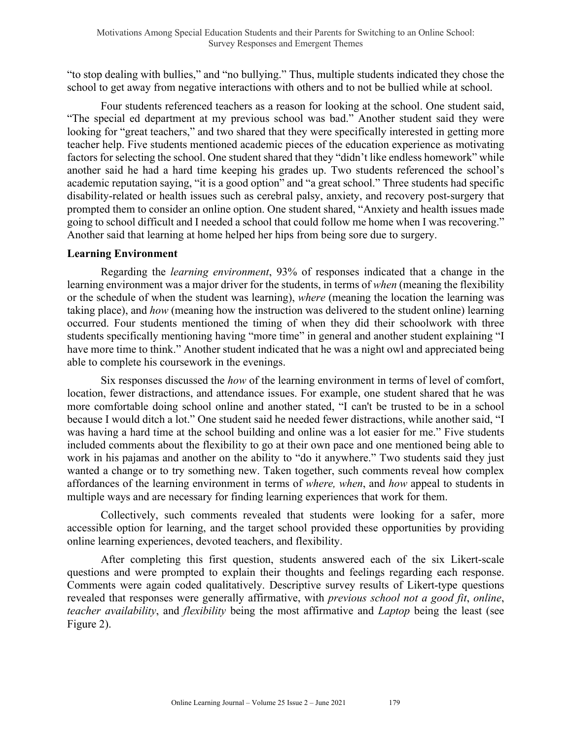"to stop dealing with bullies," and "no bullying." Thus, multiple students indicated they chose the school to get away from negative interactions with others and to not be bullied while at school.

Four students referenced teachers as a reason for looking at the school. One student said, "The special ed department at my previous school was bad." Another student said they were looking for "great teachers," and two shared that they were specifically interested in getting more teacher help. Five students mentioned academic pieces of the education experience as motivating factors for selecting the school. One student shared that they "didn't like endless homework" while another said he had a hard time keeping his grades up. Two students referenced the school's academic reputation saying, "it is a good option" and "a great school." Three students had specific disability-related or health issues such as cerebral palsy, anxiety, and recovery post-surgery that prompted them to consider an online option. One student shared, "Anxiety and health issues made going to school difficult and I needed a school that could follow me home when I was recovering." Another said that learning at home helped her hips from being sore due to surgery.

**Learning Environment**

Regarding the *learning environment*, 93% of responses indicated that a change in the learning environment was a major driver for the students, in terms of *when* (meaning the flexibility or the schedule of when the student was learning), *where* (meaning the location the learning was taking place), and *how* (meaning how the instruction was delivered to the student online) learning occurred. Four students mentioned the timing of when they did their schoolwork with three students specifically mentioning having "more time" in general and another student explaining "I have more time to think." Another student indicated that he was a night owl and appreciated being able to complete his coursework in the evenings.

Six responses discussed the *how* of the learning environment in terms of level of comfort, location, fewer distractions, and attendance issues. For example, one student shared that he was more comfortable doing school online and another stated, "I can't be trusted to be in a school because I would ditch a lot." One student said he needed fewer distractions, while another said, "I was having a hard time at the school building and online was a lot easier for me." Five students included comments about the flexibility to go at their own pace and one mentioned being able to work in his pajamas and another on the ability to "do it anywhere." Two students said they just wanted a change or to try something new. Taken together, such comments reveal how complex affordances of the learning environment in terms of *where, when*, and *how* appeal to students in multiple ways and are necessary for finding learning experiences that work for them.

Collectively, such comments revealed that students were looking for a safer, more accessible option for learning, and the target school provided these opportunities by providing online learning experiences, devoted teachers, and flexibility.

After completing this first question, students answered each of the six Likert-scale questions and were prompted to explain their thoughts and feelings regarding each response. Comments were again coded qualitatively. Descriptive survey results of Likert-type questions revealed that responses were generally affirmative, with *previous school not a good fit*, *online*, *teacher availability*, and *flexibility* being the most affirmative and *Laptop* being the least (see Figure 2).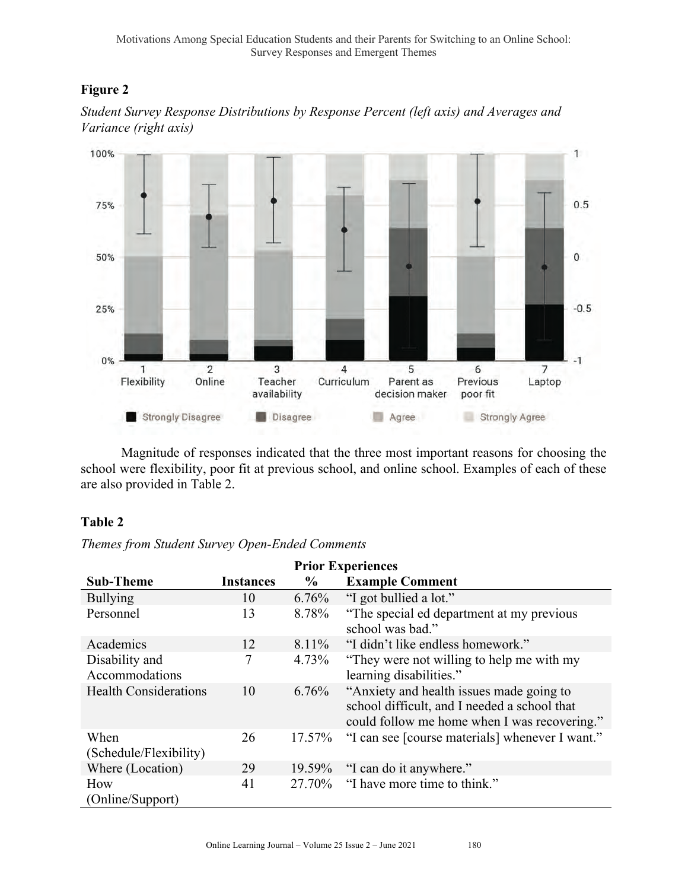**Figure 2**

*Student Survey Response Distributions by Response Percent (left axis) and Averages and Variance (right axis)*

Magnitude of responses indicated that the three most important reasons for choosing the school were flexibility, poor fit at previous school, and online school. Examples of each of these are also provided in Table 2.

**Table 2**

*Themes from Student Survey Open-Ended Comments*

| Prior Experiences | | | |
|---|---|---|---|
| **Sub-Theme** | **Instances** | **%** | **Example Comment** |
| Bullying | 10 | 6.76% | "I got bullied a lot." |
| Personnel | 13 | 8.78% | "The special ed department at my previous school was bad." |
| Academics | 12 | 8.11% | "I didn't like endless homework." |
| Disability and Accommodations | 7 | 4.73% | "They were not willing to help me with my learning disabilities." |
| Health Considerations | 10 | 6.76% | "Anxiety and health issues made going to school difficult, and I needed a school that could follow me home when I was recovering." |
| When (Schedule/Flexibility) | 26 | 17.57% | "I can see [course materials] whenever I want." |
| Where (Location) | 29 | 19.59% | "I can do it anywhere." |
| How (Online/Support) | 41 | 27.70% | "I have more time to think." |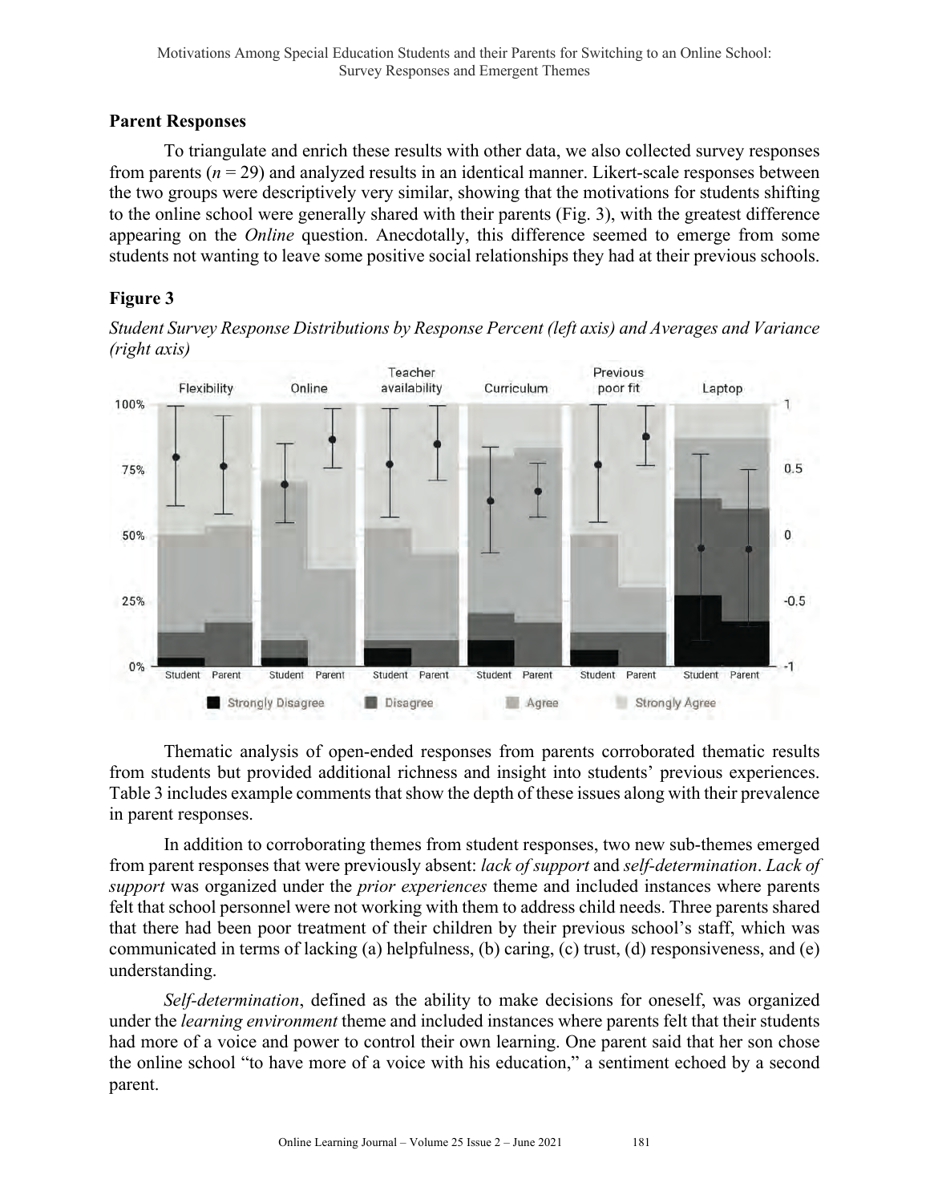## Parent Responses

To triangulate and enrich these results with other data, we also collected survey responses from parents ($n = 29$) and analyzed results in an identical manner. Likert-scale responses between the two groups were descriptively very similar, showing that the motivations for students shifting to the online school were generally shared with their parents (Fig. 3), with the greatest difference appearing on the *Online* question. Anecdotally, this difference seemed to emerge from some students not wanting to leave some positive social relationships they had at their previous schools.

**Figure 3**

*Student Survey Response Distributions by Response Percent (left axis) and Averages and Variance (right axis)*

Thematic analysis of open-ended responses from parents corroborated thematic results from students but provided additional richness and insight into students' previous experiences. Table 3 includes example comments that show the depth of these issues along with their prevalence in parent responses.

In addition to corroborating themes from student responses, two new sub-themes emerged from parent responses that were previously absent: *lack of support* and *self-determination*. *Lack of support* was organized under the *prior experiences* theme and included instances where parents felt that school personnel were not working with them to address child needs. Three parents shared that there had been poor treatment of their children by their previous school's staff, which was communicated in terms of lacking (a) helpfulness, (b) caring, (c) trust, (d) responsiveness, and (e) understanding.

*Self-determination*, defined as the ability to make decisions for oneself, was organized under the *learning environment* theme and included instances where parents felt that their students had more of a voice and power to control their own learning. One parent said that her son chose the online school "to have more of a voice with his education," a sentiment echoed by a second parent.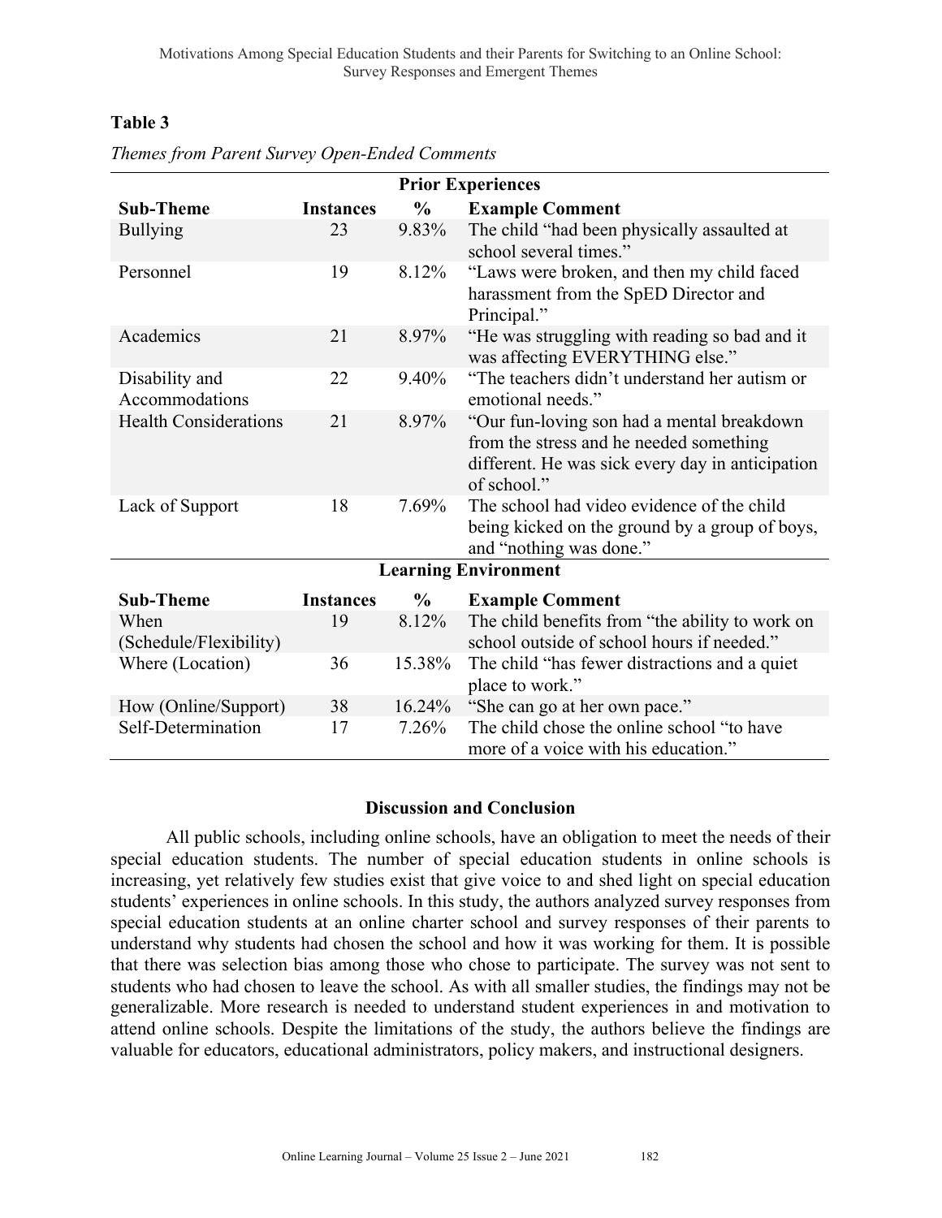**Table 3**

*Themes from Parent Survey Open-Ended Comments*

| **Prior Experiences** | | | |
|---|---|---|---|
| **Sub-Theme** | **Instances** | **%** | **Example Comment** |
| Bullying | 23 | 9.83% | The child "had been physically assaulted at school several times." |
| Personnel | 19 | 8.12% | "Laws were broken, and then my child faced harassment from the SpED Director and Principal." |
| Academics | 21 | 8.97% | "He was struggling with reading so bad and it was affecting EVERYTHING else." |
| Disability and Accommodations | 22 | 9.40% | "The teachers didn't understand her autism or emotional needs." |
| Health Considerations | 21 | 8.97% | "Our fun-loving son had a mental breakdown from the stress and he needed something different. He was sick every day in anticipation of school." |
| Lack of Support | 18 | 7.69% | The school had video evidence of the child being kicked on the ground by a group of boys, and "nothing was done." |
| **Learning Environment** | | | |
| **Sub-Theme** | **Instances** | **%** | **Example Comment** |
| When (Schedule/Flexibility) | 19 | 8.12% | The child benefits from "the ability to work on school outside of school hours if needed." |
| Where (Location) | 36 | 15.38% | The child "has fewer distractions and a quiet place to work." |
| How (Online/Support) | 38 | 16.24% | "She can go at her own pace." |
| Self-Determination | 17 | 7.26% | The child chose the online school "to have more of a voice with his education." |

## Discussion and Conclusion

All public schools, including online schools, have an obligation to meet the needs of their special education students. The number of special education students in online schools is increasing, yet relatively few studies exist that give voice to and shed light on special education students' experiences in online schools. In this study, the authors analyzed survey responses from special education students at an online charter school and survey responses of their parents to understand why students had chosen the school and how it was working for them. It is possible that there was selection bias among those who chose to participate. The survey was not sent to students who had chosen to leave the school. As with all smaller studies, the findings may not be generalizable. More research is needed to understand student experiences in and motivation to attend online schools. Despite the limitations of the study, the authors believe the findings are valuable for educators, educational administrators, policy makers, and instructional designers.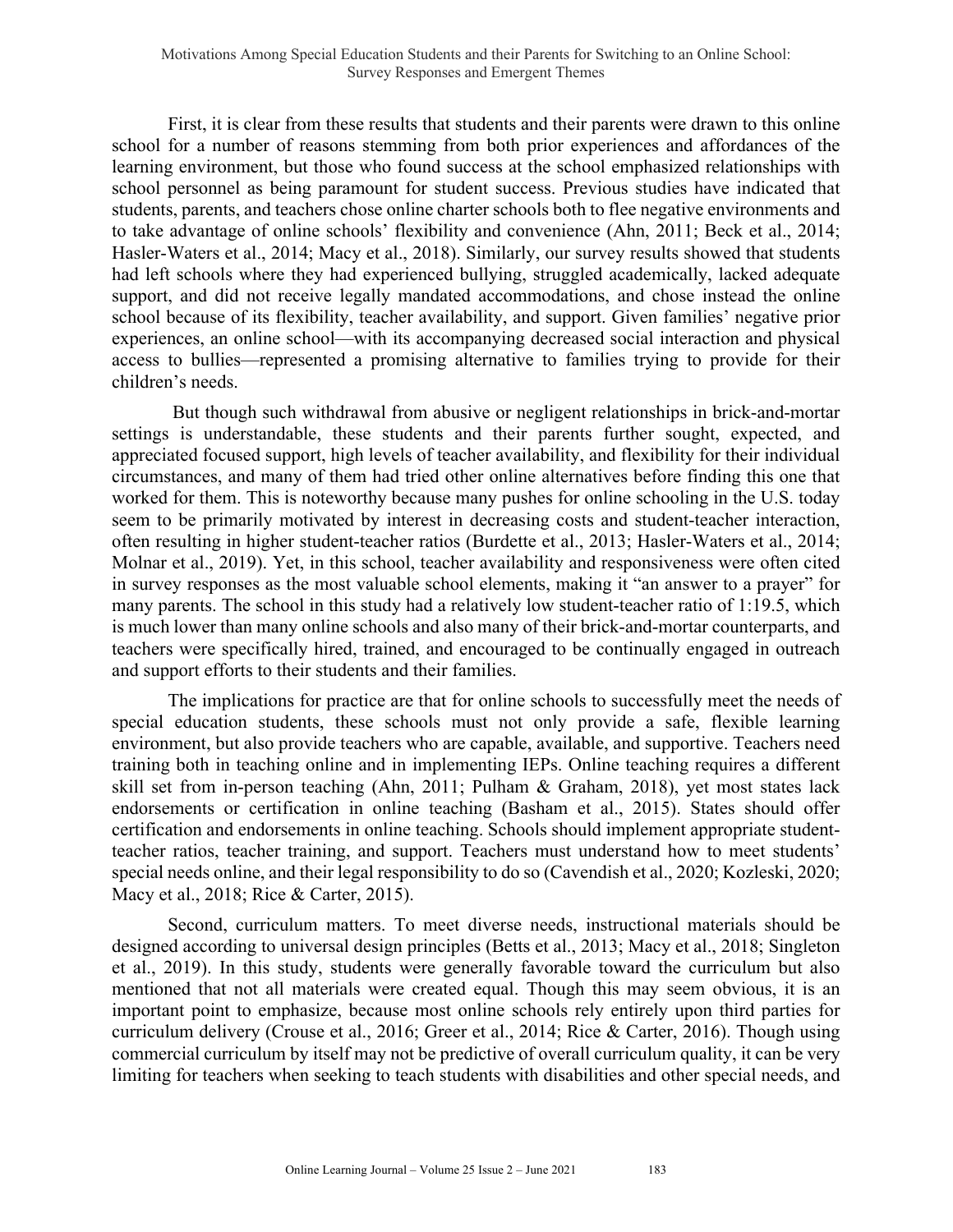First, it is clear from these results that students and their parents were drawn to this online school for a number of reasons stemming from both prior experiences and affordances of the learning environment, but those who found success at the school emphasized relationships with school personnel as being paramount for student success. Previous studies have indicated that students, parents, and teachers chose online charter schools both to flee negative environments and to take advantage of online schools' flexibility and convenience (Ahn, 2011; Beck et al., 2014; Hasler-Waters et al., 2014; Macy et al., 2018). Similarly, our survey results showed that students had left schools where they had experienced bullying, struggled academically, lacked adequate support, and did not receive legally mandated accommodations, and chose instead the online school because of its flexibility, teacher availability, and support. Given families' negative prior experiences, an online school—with its accompanying decreased social interaction and physical access to bullies—represented a promising alternative to families trying to provide for their children's needs.

But though such withdrawal from abusive or negligent relationships in brick-and-mortar settings is understandable, these students and their parents further sought, expected, and appreciated focused support, high levels of teacher availability, and flexibility for their individual circumstances, and many of them had tried other online alternatives before finding this one that worked for them. This is noteworthy because many pushes for online schooling in the U.S. today seem to be primarily motivated by interest in decreasing costs and student-teacher interaction, often resulting in higher student-teacher ratios (Burdette et al., 2013; Hasler-Waters et al., 2014; Molnar et al., 2019). Yet, in this school, teacher availability and responsiveness were often cited in survey responses as the most valuable school elements, making it "an answer to a prayer" for many parents. The school in this study had a relatively low student-teacher ratio of 1:19.5, which is much lower than many online schools and also many of their brick-and-mortar counterparts, and teachers were specifically hired, trained, and encouraged to be continually engaged in outreach and support efforts to their students and their families.

The implications for practice are that for online schools to successfully meet the needs of special education students, these schools must not only provide a safe, flexible learning environment, but also provide teachers who are capable, available, and supportive. Teachers need training both in teaching online and in implementing IEPs. Online teaching requires a different skill set from in-person teaching (Ahn, 2011; Pulham & Graham, 2018), yet most states lack endorsements or certification in online teaching (Basham et al., 2015). States should offer certification and endorsements in online teaching. Schools should implement appropriate student-teacher ratios, teacher training, and support. Teachers must understand how to meet students' special needs online, and their legal responsibility to do so (Cavendish et al., 2020; Kozleski, 2020; Macy et al., 2018; Rice & Carter, 2015).

Second, curriculum matters. To meet diverse needs, instructional materials should be designed according to universal design principles (Betts et al., 2013; Macy et al., 2018; Singleton et al., 2019). In this study, students were generally favorable toward the curriculum but also mentioned that not all materials were created equal. Though this may seem obvious, it is an important point to emphasize, because most online schools rely entirely upon third parties for curriculum delivery (Crouse et al., 2016; Greer et al., 2014; Rice & Carter, 2016). Though using commercial curriculum by itself may not be predictive of overall curriculum quality, it can be very limiting for teachers when seeking to teach students with disabilities and other special needs, and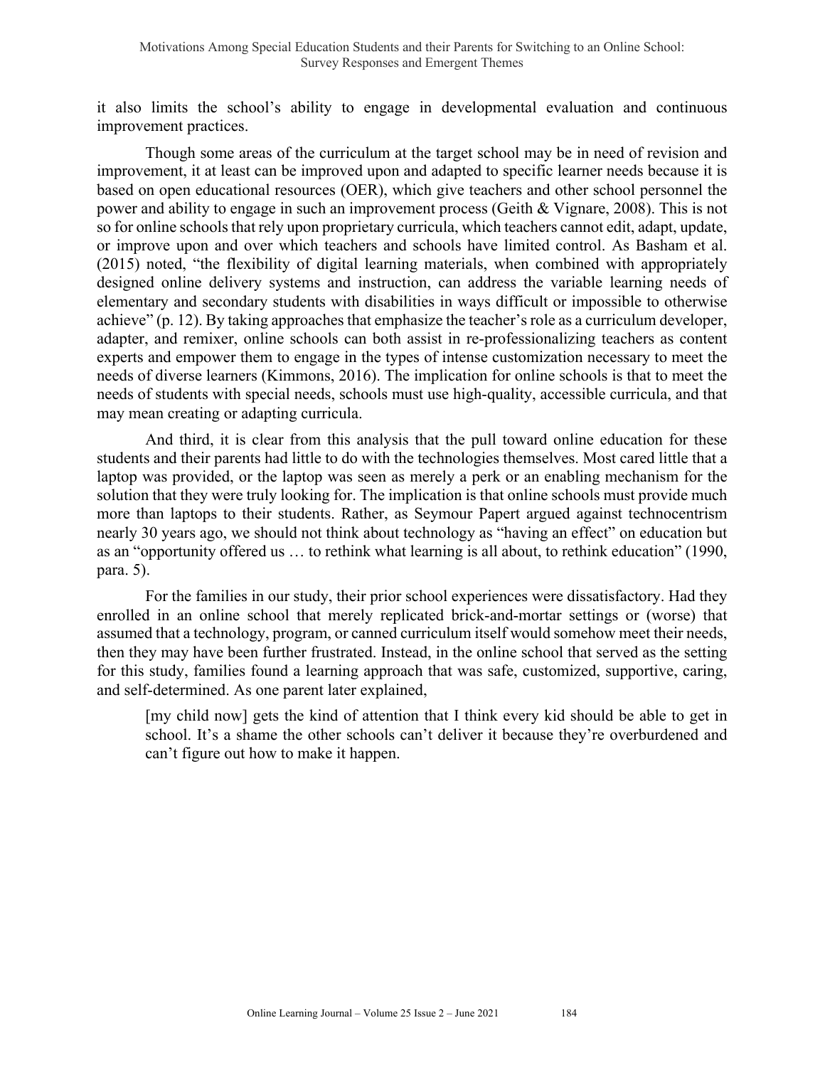it also limits the school's ability to engage in developmental evaluation and continuous improvement practices.

Though some areas of the curriculum at the target school may be in need of revision and improvement, it at least can be improved upon and adapted to specific learner needs because it is based on open educational resources (OER), which give teachers and other school personnel the power and ability to engage in such an improvement process (Geith & Vignare, 2008). This is not so for online schools that rely upon proprietary curricula, which teachers cannot edit, adapt, update, or improve upon and over which teachers and schools have limited control. As Basham et al. (2015) noted, "the flexibility of digital learning materials, when combined with appropriately designed online delivery systems and instruction, can address the variable learning needs of elementary and secondary students with disabilities in ways difficult or impossible to otherwise achieve" (p. 12). By taking approaches that emphasize the teacher's role as a curriculum developer, adapter, and remixer, online schools can both assist in re-professionalizing teachers as content experts and empower them to engage in the types of intense customization necessary to meet the needs of diverse learners (Kimmons, 2016). The implication for online schools is that to meet the needs of students with special needs, schools must use high-quality, accessible curricula, and that may mean creating or adapting curricula.

And third, it is clear from this analysis that the pull toward online education for these students and their parents had little to do with the technologies themselves. Most cared little that a laptop was provided, or the laptop was seen as merely a perk or an enabling mechanism for the solution that they were truly looking for. The implication is that online schools must provide much more than laptops to their students. Rather, as Seymour Papert argued against technocentrism nearly 30 years ago, we should not think about technology as "having an effect" on education but as an "opportunity offered us … to rethink what learning is all about, to rethink education" (1990, para. 5).

For the families in our study, their prior school experiences were dissatisfactory. Had they enrolled in an online school that merely replicated brick-and-mortar settings or (worse) that assumed that a technology, program, or canned curriculum itself would somehow meet their needs, then they may have been further frustrated. Instead, in the online school that served as the setting for this study, families found a learning approach that was safe, customized, supportive, caring, and self-determined. As one parent later explained,

> [my child now] gets the kind of attention that I think every kid should be able to get in school. It's a shame the other schools can't deliver it because they're overburdened and can't figure out how to make it happen.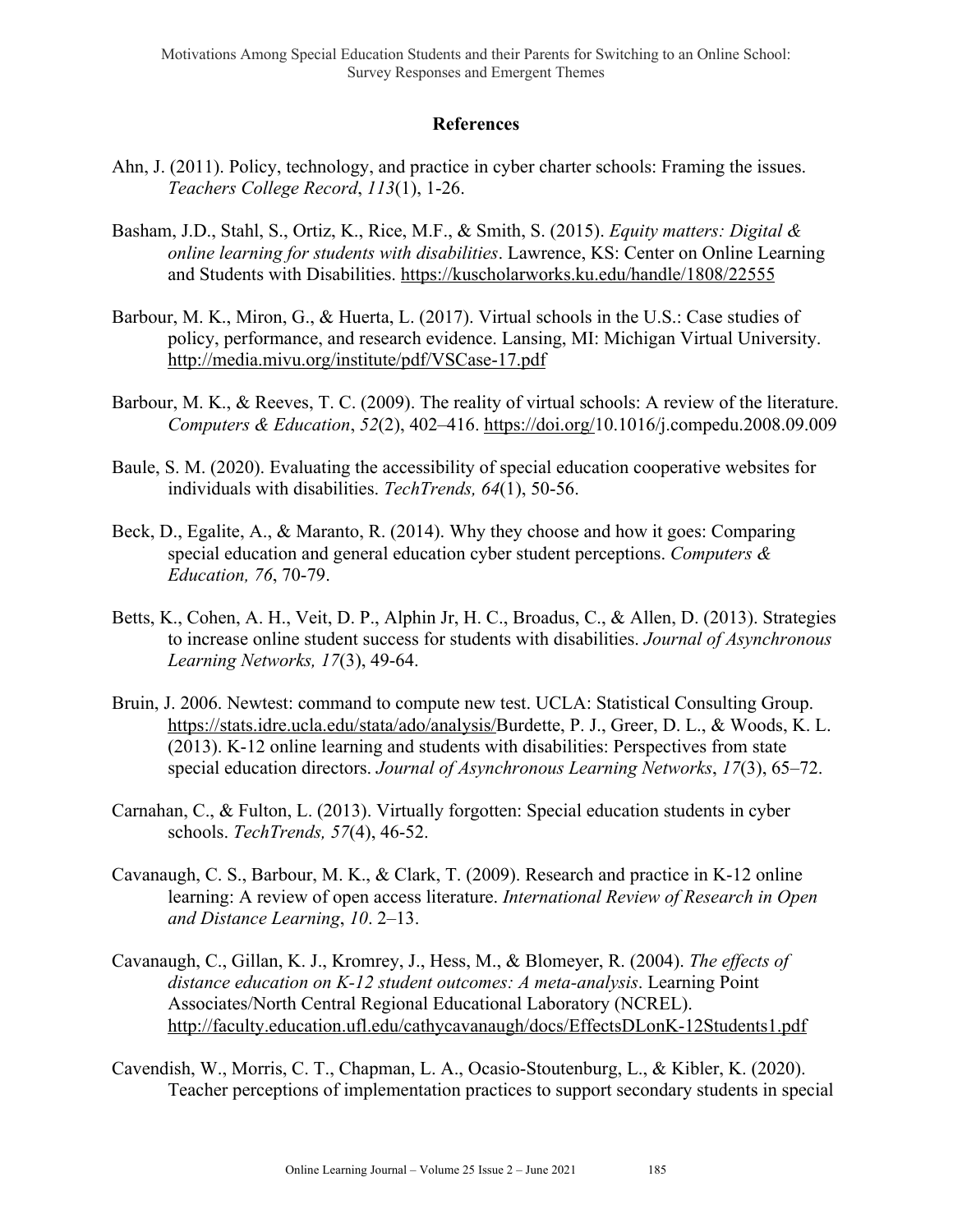## References

Ahn, J. (2011). Policy, technology, and practice in cyber charter schools: Framing the issues. *Teachers College Record*, *113*(1), 1-26.

Basham, J.D., Stahl, S., Ortiz, K., Rice, M.F., & Smith, S. (2015). *Equity matters: Digital & online learning for students with disabilities*. Lawrence, KS: Center on Online Learning and Students with Disabilities. https://kuscholarworks.ku.edu/handle/1808/22555

Barbour, M. K., Miron, G., & Huerta, L. (2017). Virtual schools in the U.S.: Case studies of policy, performance, and research evidence. Lansing, MI: Michigan Virtual University. http://media.mivu.org/institute/pdf/VSCase-17.pdf

Barbour, M. K., & Reeves, T. C. (2009). The reality of virtual schools: A review of the literature. *Computers & Education*, *52*(2), 402–416. https://doi.org/10.1016/j.compedu.2008.09.009

Baule, S. M. (2020). Evaluating the accessibility of special education cooperative websites for individuals with disabilities. *TechTrends, 64*(1), 50-56.

Beck, D., Egalite, A., & Maranto, R. (2014). Why they choose and how it goes: Comparing special education and general education cyber student perceptions. *Computers & Education, 76*, 70-79.

Betts, K., Cohen, A. H., Veit, D. P., Alphin Jr, H. C., Broadus, C., & Allen, D. (2013). Strategies to increase online student success for students with disabilities. *Journal of Asynchronous Learning Networks, 17*(3), 49-64.

Bruin, J. 2006. Newtest: command to compute new test. UCLA: Statistical Consulting Group. https://stats.idre.ucla.edu/stata/ado/analysis/Burdette, P. J., Greer, D. L., & Woods, K. L. (2013). K-12 online learning and students with disabilities: Perspectives from state special education directors. *Journal of Asynchronous Learning Networks*, *17*(3), 65–72.

Carnahan, C., & Fulton, L. (2013). Virtually forgotten: Special education students in cyber schools. *TechTrends, 57*(4), 46-52.

Cavanaugh, C. S., Barbour, M. K., & Clark, T. (2009). Research and practice in K-12 online learning: A review of open access literature. *International Review of Research in Open and Distance Learning*, *10*. 2–13.

Cavanaugh, C., Gillan, K. J., Kromrey, J., Hess, M., & Blomeyer, R. (2004). *The effects of distance education on K-12 student outcomes: A meta-analysis*. Learning Point Associates/North Central Regional Educational Laboratory (NCREL). http://faculty.education.ufl.edu/cathycavanaugh/docs/EffectsDLonK-12Students1.pdf

Cavendish, W., Morris, C. T., Chapman, L. A., Ocasio-Stoutenburg, L., & Kibler, K. (2020). Teacher perceptions of implementation practices to support secondary students in special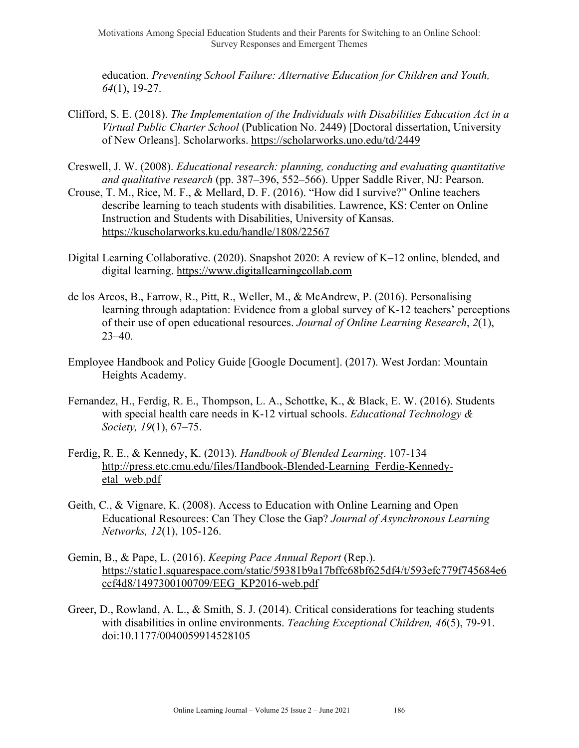education. *Preventing School Failure: Alternative Education for Children and Youth, 64*(1), 19-27.

Clifford, S. E. (2018). *The Implementation of the Individuals with Disabilities Education Act in a Virtual Public Charter School* (Publication No. 2449) [Doctoral dissertation, University of New Orleans]. Scholarworks. https://scholarworks.uno.edu/td/2449

Creswell, J. W. (2008). *Educational research: planning, conducting and evaluating quantitative and qualitative research* (pp. 387–396, 552–566). Upper Saddle River, NJ: Pearson.

Crouse, T. M., Rice, M. F., & Mellard, D. F. (2016). "How did I survive?" Online teachers describe learning to teach students with disabilities. Lawrence, KS: Center on Online Instruction and Students with Disabilities, University of Kansas. https://kuscholarworks.ku.edu/handle/1808/22567

Digital Learning Collaborative. (2020). Snapshot 2020: A review of K–12 online, blended, and digital learning. https://www.digitallearningcollab.com

de los Arcos, B., Farrow, R., Pitt, R., Weller, M., & McAndrew, P. (2016). Personalising learning through adaptation: Evidence from a global survey of K-12 teachers' perceptions of their use of open educational resources. *Journal of Online Learning Research*, *2*(1), 23–40.

Employee Handbook and Policy Guide [Google Document]. (2017). West Jordan: Mountain Heights Academy.

Fernandez, H., Ferdig, R. E., Thompson, L. A., Schottke, K., & Black, E. W. (2016). Students with special health care needs in K-12 virtual schools. *Educational Technology & Society, 19*(1), 67–75.

Ferdig, R. E., & Kennedy, K. (2013). *Handbook of Blended Learning*. 107-134 http://press.etc.cmu.edu/files/Handbook-Blended-Learning_Ferdig-Kennedy-etal_web.pdf

Geith, C., & Vignare, K. (2008). Access to Education with Online Learning and Open Educational Resources: Can They Close the Gap? *Journal of Asynchronous Learning Networks, 12*(1), 105-126.

Gemin, B., & Pape, L. (2016). *Keeping Pace Annual Report* (Rep.). https://static1.squarespace.com/static/59381b9a17bffc68bf625df4/t/593efc779f745684e6ccf4d8/1497300100709/EEG_KP2016-web.pdf

Greer, D., Rowland, A. L., & Smith, S. J. (2014). Critical considerations for teaching students with disabilities in online environments. *Teaching Exceptional Children, 46*(5), 79-91. doi:10.1177/0040059914528105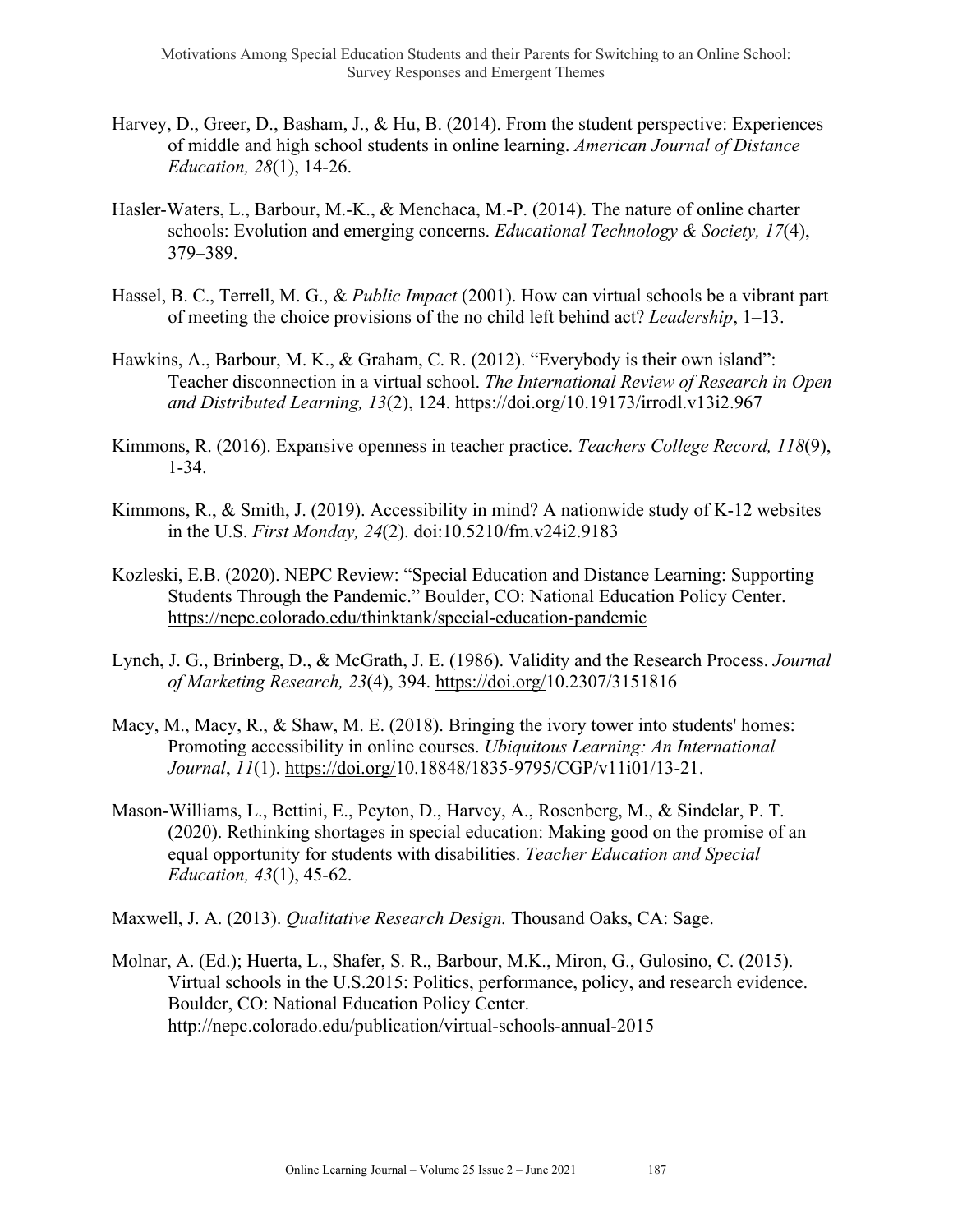Harvey, D., Greer, D., Basham, J., & Hu, B. (2014). From the student perspective: Experiences of middle and high school students in online learning. *American Journal of Distance Education, 28*(1), 14-26.

Hasler-Waters, L., Barbour, M.-K., & Menchaca, M.-P. (2014). The nature of online charter schools: Evolution and emerging concerns. *Educational Technology & Society, 17*(4), 379–389.

Hassel, B. C., Terrell, M. G., & *Public Impact* (2001). How can virtual schools be a vibrant part of meeting the choice provisions of the no child left behind act? *Leadership*, 1–13.

Hawkins, A., Barbour, M. K., & Graham, C. R. (2012). "Everybody is their own island": Teacher disconnection in a virtual school. *The International Review of Research in Open and Distributed Learning, 13*(2), 124. https://doi.org/10.19173/irrodl.v13i2.967

Kimmons, R. (2016). Expansive openness in teacher practice. *Teachers College Record, 118*(9), 1-34.

Kimmons, R., & Smith, J. (2019). Accessibility in mind? A nationwide study of K-12 websites in the U.S. *First Monday, 24*(2). doi:10.5210/fm.v24i2.9183

Kozleski, E.B. (2020). NEPC Review: "Special Education and Distance Learning: Supporting Students Through the Pandemic." Boulder, CO: National Education Policy Center. https://nepc.colorado.edu/thinktank/special-education-pandemic

Lynch, J. G., Brinberg, D., & McGrath, J. E. (1986). Validity and the Research Process. *Journal of Marketing Research, 23*(4), 394. https://doi.org/10.2307/3151816

Macy, M., Macy, R., & Shaw, M. E. (2018). Bringing the ivory tower into students' homes: Promoting accessibility in online courses. *Ubiquitous Learning: An International Journal*, *11*(1). https://doi.org/10.18848/1835-9795/CGP/v11i01/13-21.

Mason-Williams, L., Bettini, E., Peyton, D., Harvey, A., Rosenberg, M., & Sindelar, P. T. (2020). Rethinking shortages in special education: Making good on the promise of an equal opportunity for students with disabilities. *Teacher Education and Special Education, 43*(1), 45-62.

Maxwell, J. A. (2013). *Qualitative Research Design.* Thousand Oaks, CA: Sage.

Molnar, A. (Ed.); Huerta, L., Shafer, S. R., Barbour, M.K., Miron, G., Gulosino, C. (2015). Virtual schools in the U.S.2015: Politics, performance, policy, and research evidence. Boulder, CO: National Education Policy Center. http://nepc.colorado.edu/publication/virtual-schools-annual-2015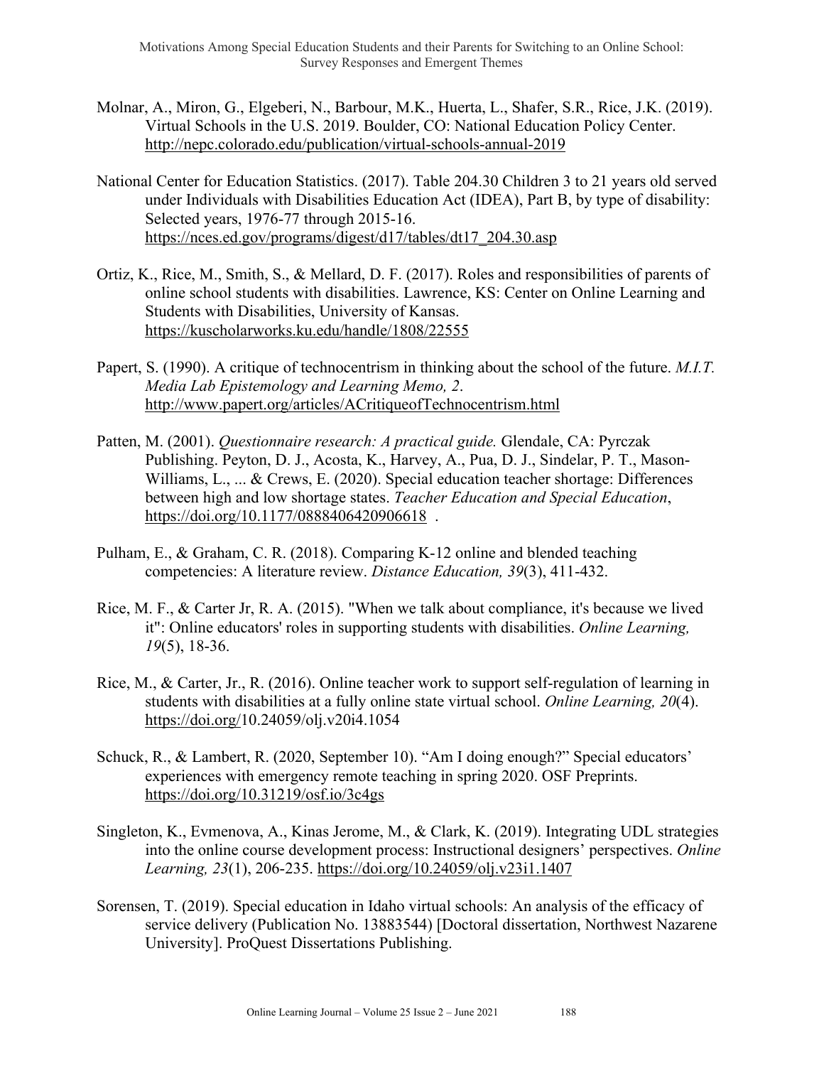Molnar, A., Miron, G., Elgeberi, N., Barbour, M.K., Huerta, L., Shafer, S.R., Rice, J.K. (2019). Virtual Schools in the U.S. 2019. Boulder, CO: National Education Policy Center. http://nepc.colorado.edu/publication/virtual-schools-annual-2019

National Center for Education Statistics. (2017). Table 204.30 Children 3 to 21 years old served under Individuals with Disabilities Education Act (IDEA), Part B, by type of disability: Selected years, 1976-77 through 2015-16. https://nces.ed.gov/programs/digest/d17/tables/dt17_204.30.asp

Ortiz, K., Rice, M., Smith, S., & Mellard, D. F. (2017). Roles and responsibilities of parents of online school students with disabilities. Lawrence, KS: Center on Online Learning and Students with Disabilities, University of Kansas. https://kuscholarworks.ku.edu/handle/1808/22555

Papert, S. (1990). A critique of technocentrism in thinking about the school of the future. *M.I.T. Media Lab Epistemology and Learning Memo, 2*. http://www.papert.org/articles/ACritiqueofTechnocentrism.html

Patten, M. (2001). *Questionnaire research: A practical guide.* Glendale, CA: Pyrczak Publishing. Peyton, D. J., Acosta, K., Harvey, A., Pua, D. J., Sindelar, P. T., Mason-Williams, L., ... & Crews, E. (2020). Special education teacher shortage: Differences between high and low shortage states. *Teacher Education and Special Education*, https://doi.org/10.1177/0888406420906618 .

Pulham, E., & Graham, C. R. (2018). Comparing K-12 online and blended teaching competencies: A literature review. *Distance Education, 39*(3), 411-432.

Rice, M. F., & Carter Jr, R. A. (2015). "When we talk about compliance, it's because we lived it": Online educators' roles in supporting students with disabilities. *Online Learning, 19*(5), 18-36.

Rice, M., & Carter, Jr., R. (2016). Online teacher work to support self-regulation of learning in students with disabilities at a fully online state virtual school. *Online Learning, 20*(4). https://doi.org/10.24059/olj.v20i4.1054

Schuck, R., & Lambert, R. (2020, September 10). "Am I doing enough?" Special educators' experiences with emergency remote teaching in spring 2020. OSF Preprints. https://doi.org/10.31219/osf.io/3c4gs

Singleton, K., Evmenova, A., Kinas Jerome, M., & Clark, K. (2019). Integrating UDL strategies into the online course development process: Instructional designers' perspectives. *Online Learning, 23*(1), 206-235. https://doi.org/10.24059/olj.v23i1.1407

Sorensen, T. (2019). Special education in Idaho virtual schools: An analysis of the efficacy of service delivery (Publication No. 13883544) [Doctoral dissertation, Northwest Nazarene University]. ProQuest Dissertations Publishing.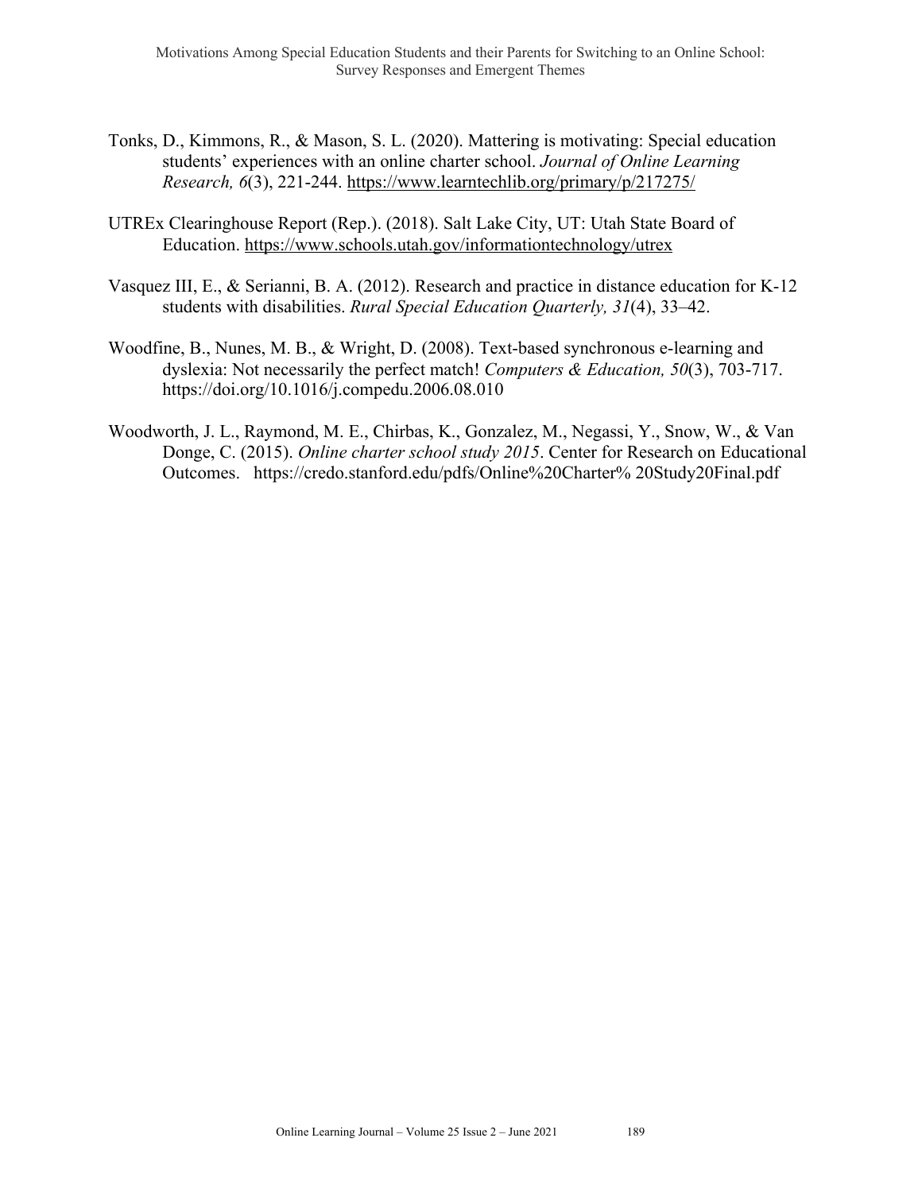Tonks, D., Kimmons, R., & Mason, S. L. (2020). Mattering is motivating: Special education students' experiences with an online charter school. *Journal of Online Learning Research, 6*(3), 221-244. https://www.learntechlib.org/primary/p/217275/

UTREx Clearinghouse Report (Rep.). (2018). Salt Lake City, UT: Utah State Board of Education. https://www.schools.utah.gov/informationtechnology/utrex

Vasquez III, E., & Serianni, B. A. (2012). Research and practice in distance education for K-12 students with disabilities. *Rural Special Education Quarterly, 31*(4), 33–42.

Woodfine, B., Nunes, M. B., & Wright, D. (2008). Text-based synchronous e-learning and dyslexia: Not necessarily the perfect match! *Computers & Education, 50*(3), 703-717. https://doi.org/10.1016/j.compedu.2006.08.010

Woodworth, J. L., Raymond, M. E., Chirbas, K., Gonzalez, M., Negassi, Y., Snow, W., & Van Donge, C. (2015). *Online charter school study 2015*. Center for Research on Educational Outcomes. https://credo.stanford.edu/pdfs/Online%20Charter% 20Study20Final.pdf